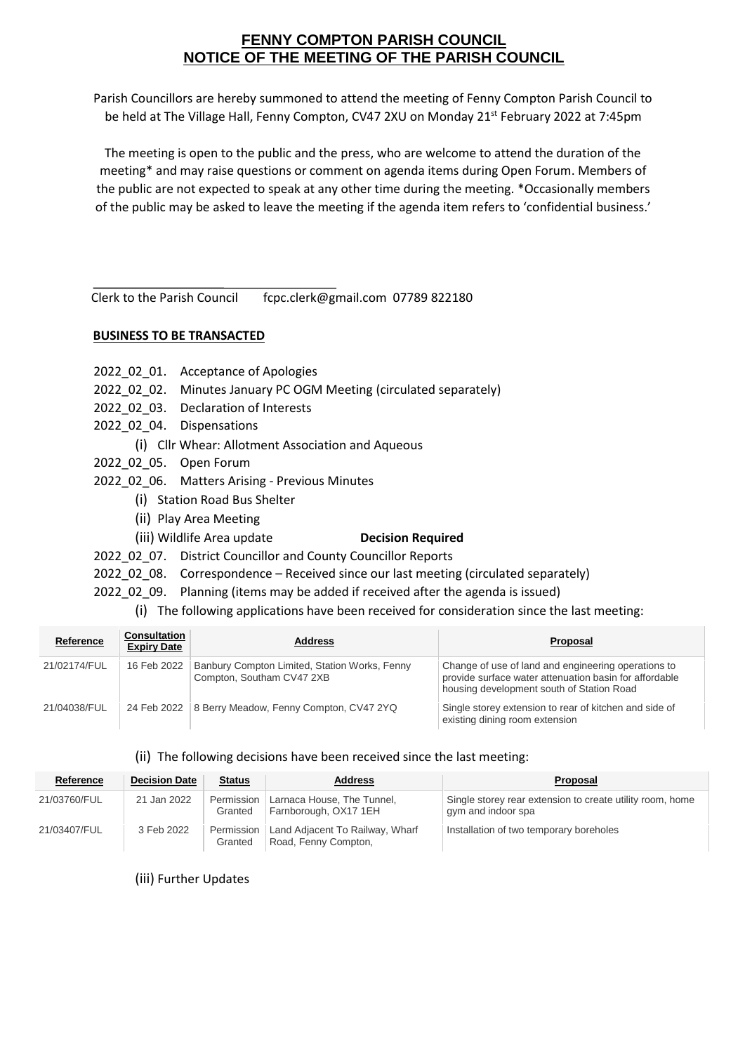# FENNY COMPTON PARISH COUNCIL
# NOTICE OF THE MEETING OF THE PARISH COUNCIL

Parish Councillors are hereby summoned to attend the meeting of Fenny Compton Parish Council to be held at The Village Hall, Fenny Compton, CV47 2XU on Monday 21st February 2022 at 7:45pm

The meeting is open to the public and the press, who are welcome to attend the duration of the meeting* and may raise questions or comment on agenda items during Open Forum. Members of the public are not expected to speak at any other time during the meeting. *Occasionally members of the public may be asked to leave the meeting if the agenda item refers to 'confidential business.'

Clerk to the Parish Council fcpc.clerk@gmail.com 07789 822180

**BUSINESS TO BE TRANSACTED**

- 2022_02_01. Acceptance of Apologies
- 2022_02_02. Minutes January PC OGM Meeting (circulated separately)
- 2022_02_03. Declaration of Interests
- 2022_02_04. Dispensations
  - (i) Cllr Whear: Allotment Association and Aqueous
- 2022_02_05. Open Forum
- 2022_02_06. Matters Arising - Previous Minutes
  - (i) Station Road Bus Shelter
  - (ii) Play Area Meeting
  - (iii) Wildlife Area update **Decision Required**
- 2022_02_07. District Councillor and County Councillor Reports
- 2022_02_08. Correspondence – Received since our last meeting (circulated separately)
- 2022_02_09. Planning (items may be added if received after the agenda is issued)
  - (i) The following applications have been received for consideration since the last meeting:

| Reference | Consultation Expiry Date | Address | Proposal |
|---|---|---|---|
| 21/02174/FUL | 16 Feb 2022 | Banbury Compton Limited, Station Works, Fenny Compton, Southam CV47 2XB | Change of use of land and engineering operations to provide surface water attenuation basin for affordable housing development south of Station Road |
| 21/04038/FUL | 24 Feb 2022 | 8 Berry Meadow, Fenny Compton, CV47 2YQ | Single storey extension to rear of kitchen and side of existing dining room extension |

  - (ii) The following decisions have been received since the last meeting:

| Reference | Decision Date | Status | Address | Proposal |
|---|---|---|---|---|
| 21/03760/FUL | 21 Jan 2022 | Permission Granted | Larnaca House, The Tunnel, Farnborough, OX17 1EH | Single storey rear extension to create utility room, home gym and indoor spa |
| 21/03407/FUL | 3 Feb 2022 | Permission Granted | Land Adjacent To Railway, Wharf Road, Fenny Compton, | Installation of two temporary boreholes |

  - (iii) Further Updates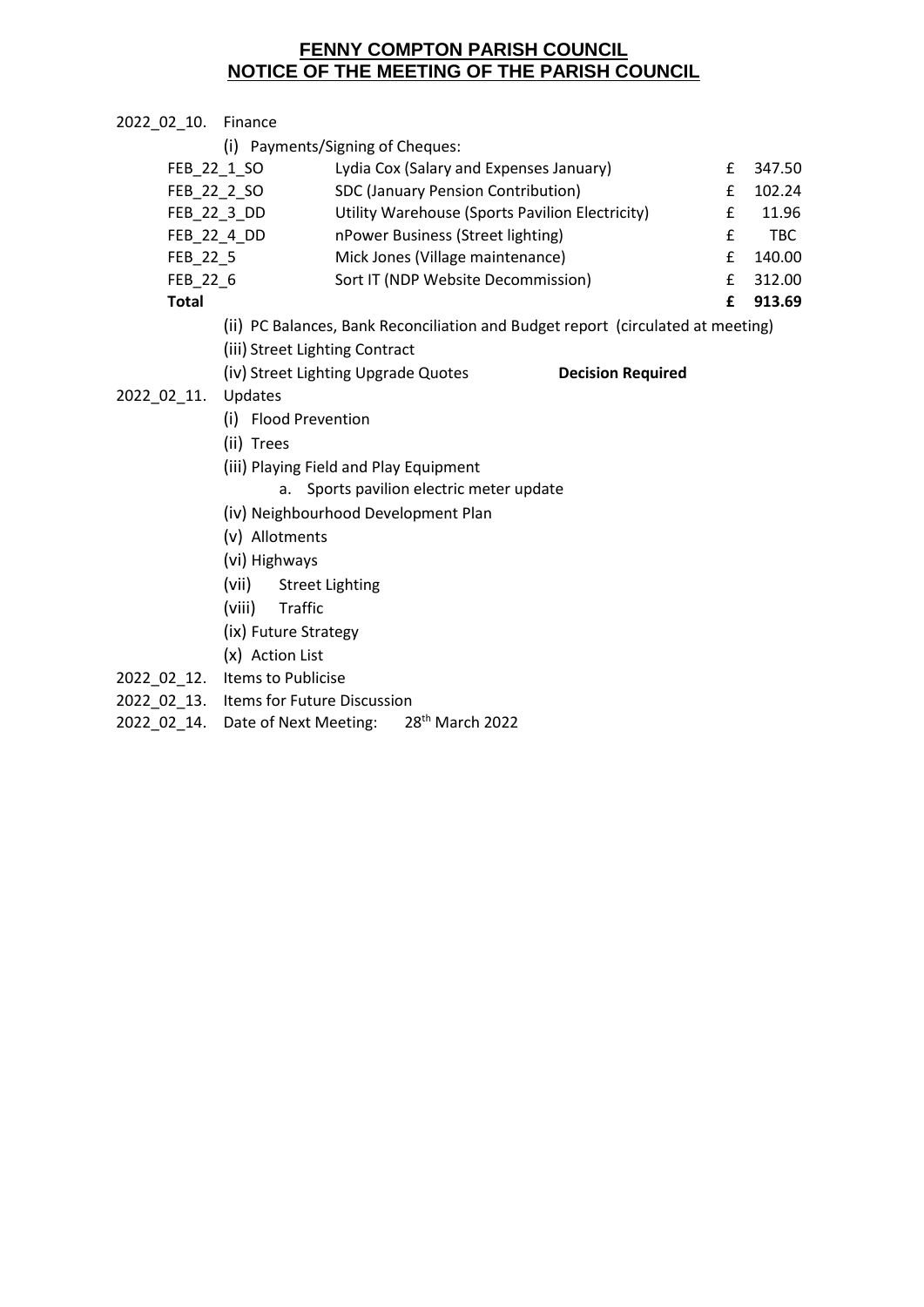# FENNY COMPTON PARISH COUNCIL
## NOTICE OF THE MEETING OF THE PARISH COUNCIL

2022_02_10. Finance

(i) Payments/Signing of Cheques:

| | | | |
|---|---|---|---|
| FEB_22_1_SO | Lydia Cox (Salary and Expenses January) | £ | 347.50 |
| FEB_22_2_SO | SDC (January Pension Contribution) | £ | 102.24 |
| FEB_22_3_DD | Utility Warehouse (Sports Pavilion Electricity) | £ | 11.96 |
| FEB_22_4_DD | nPower Business (Street lighting) | £ | TBC |
| FEB_22_5 | Mick Jones (Village maintenance) | £ | 140.00 |
| FEB_22_6 | Sort IT (NDP Website Decommission) | £ | 312.00 |
| **Total** | | **£** | **913.69** |

(ii) PC Balances, Bank Reconciliation and Budget report (circulated at meeting)

(iii) Street Lighting Contract

(iv) Street Lighting Upgrade Quotes **Decision Required**

2022_02_11. Updates

(i) Flood Prevention

(ii) Trees

(iii) Playing Field and Play Equipment

a. Sports pavilion electric meter update

(iv) Neighbourhood Development Plan

(v) Allotments

(vi) Highways

(vii) Street Lighting

(viii) Traffic

(ix) Future Strategy

(x) Action List

2022_02_12. Items to Publicise

2022_02_13. Items for Future Discussion

2022_02_14. Date of Next Meeting: 28th March 2022